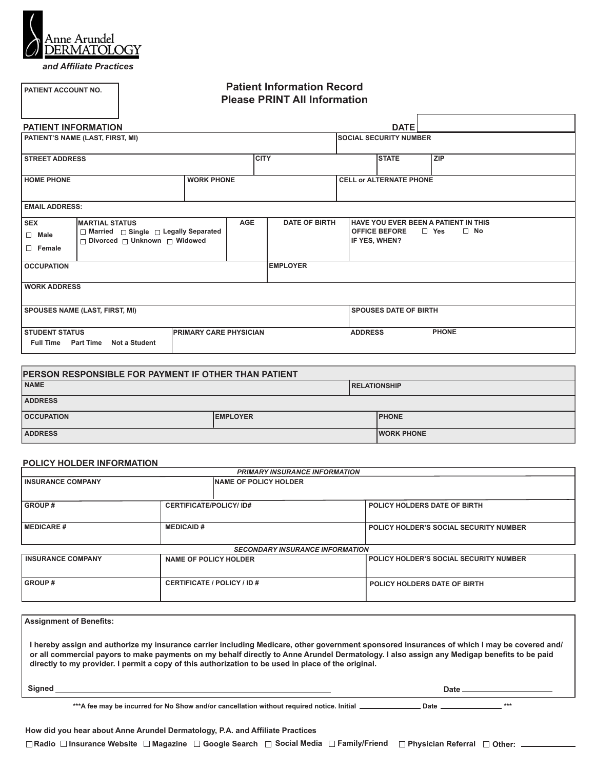Anne Arundel DERMATOLOGY

*and Affiliate Practices*

| PATIENT ACCOUNT NO. |
|---|
| |

## Patient Information Record
## Please PRINT All Information

### PATIENT INFORMATION

**DATE** ______________

| PATIENT'S NAME (LAST, FIRST, MI) | | | | SOCIAL SECURITY NUMBER | |
|---|---|---|---|---|---|
| **STREET ADDRESS** | | **CITY** | | **STATE** | **ZIP** |
| **HOME PHONE** | **WORK PHONE** | | | **CELL or ALTERNATE PHONE** | |
| **EMAIL ADDRESS:** | | | | | |

| SEX | MARTIAL STATUS | AGE | DATE OF BIRTH | HAVE YOU EVER BEEN A PATIENT IN THIS OFFICE BEFORE ☐ Yes ☐ No IF YES, WHEN? |
|---|---|---|---|---|
| ☐ Male ☐ Female | ☐ Married ☐ Single ☐ Legally Separated ☐ Divorced ☐ Unknown ☐ Widowed | | | |

| OCCUPATION | EMPLOYER |
|---|---|
| **WORK ADDRESS** | |
| **SPOUSES NAME (LAST, FIRST, MI)** | **SPOUSES DATE OF BIRTH** |

| STUDENT STATUS | PRIMARY CARE PHYSICIAN | ADDRESS | PHONE |
|---|---|---|---|
| Full Time Part Time Not a Student | | | |

### PERSON RESPONSIBLE FOR PAYMENT IF OTHER THAN PATIENT

| NAME | | RELATIONSHIP |
|---|---|---|
| **ADDRESS** | | |
| **OCCUPATION** | **EMPLOYER** | **PHONE** |
| **ADDRESS** | | **WORK PHONE** |

### POLICY HOLDER INFORMATION

*PRIMARY INSURANCE INFORMATION*

| INSURANCE COMPANY | NAME OF POLICY HOLDER | |
|---|---|---|
| **GROUP #** | **CERTIFICATE/POLICY/ ID#** | **POLICY HOLDERS DATE OF BIRTH** |
| **MEDICARE #** | **MEDICAID #** | **POLICY HOLDER'S SOCIAL SECURITY NUMBER** |

*SECONDARY INSURANCE INFORMATION*

| INSURANCE COMPANY | NAME OF POLICY HOLDER | POLICY HOLDER'S SOCIAL SECURITY NUMBER |
|---|---|---|
| **GROUP #** | **CERTIFICATE / POLICY / ID #** | **POLICY HOLDERS DATE OF BIRTH** |

**Assignment of Benefits:**

**I hereby assign and authorize my insurance carrier including Medicare, other government sponsored insurances of which I may be covered and/ or all commercial payors to make payments on my behalf directly to Anne Arundel Dermatology. I also assign any Medigap benefits to be paid directly to my provider. I permit a copy of this authorization to be used in place of the original.**

**Signed** ________________________________________ **Date** ____________________

**\*\*\*A fee may be incurred for No Show and/or cancellation without required notice. Initial** ______________ **Date** ______________ **\*\*\***

**How did you hear about Anne Arundel Dermatology, P.A. and Affiliate Practices**

☐ Radio ☐ Insurance Website ☐ Magazine ☐ Google Search ☐ Social Media ☐ Family/Friend ☐ Physician Referral ☐ Other: __________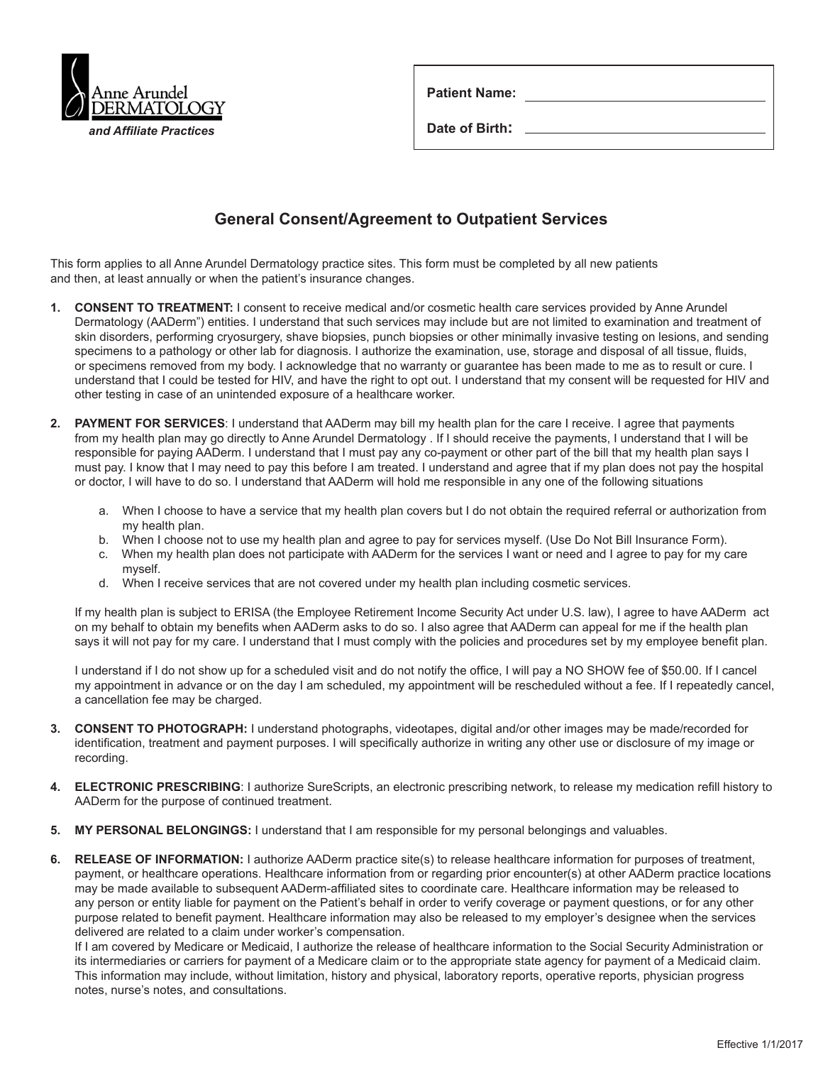Anne Arundel DERMATOLOGY

*and Affiliate Practices*

**Patient Name:** ______________________________

**Date of Birth:** ______________________________

## General Consent/Agreement to Outpatient Services

This form applies to all Anne Arundel Dermatology practice sites. This form must be completed by all new patients and then, at least annually or when the patient's insurance changes.

1. **CONSENT TO TREATMENT:** I consent to receive medical and/or cosmetic health care services provided by Anne Arundel Dermatology (AADerm") entities. I understand that such services may include but are not limited to examination and treatment of skin disorders, performing cryosurgery, shave biopsies, punch biopsies or other minimally invasive testing on lesions, and sending specimens to a pathology or other lab for diagnosis. I authorize the examination, use, storage and disposal of all tissue, fluids, or specimens removed from my body. I acknowledge that no warranty or guarantee has been made to me as to result or cure. I understand that I could be tested for HIV, and have the right to opt out. I understand that my consent will be requested for HIV and other testing in case of an unintended exposure of a healthcare worker.

2. **PAYMENT FOR SERVICES**: I understand that AADerm may bill my health plan for the care I receive. I agree that payments from my health plan may go directly to Anne Arundel Dermatology . If I should receive the payments, I understand that I will be responsible for paying AADerm. I understand that I must pay any co-payment or other part of the bill that my health plan says I must pay. I know that I may need to pay this before I am treated. I understand and agree that if my plan does not pay the hospital or doctor, I will have to do so. I understand that AADerm will hold me responsible in any one of the following situations

    a. When I choose to have a service that my health plan covers but I do not obtain the required referral or authorization from my health plan.
    b. When I choose not to use my health plan and agree to pay for services myself. (Use Do Not Bill Insurance Form).
    c. When my health plan does not participate with AADerm for the services I want or need and I agree to pay for my care myself.
    d. When I receive services that are not covered under my health plan including cosmetic services.

    If my health plan is subject to ERISA (the Employee Retirement Income Security Act under U.S. law), I agree to have AADerm act on my behalf to obtain my benefits when AADerm asks to do so. I also agree that AADerm can appeal for me if the health plan says it will not pay for my care. I understand that I must comply with the policies and procedures set by my employee benefit plan.

    I understand if I do not show up for a scheduled visit and do not notify the office, I will pay a NO SHOW fee of $50.00. If I cancel my appointment in advance or on the day I am scheduled, my appointment will be rescheduled without a fee. If I repeatedly cancel, a cancellation fee may be charged.

3. **CONSENT TO PHOTOGRAPH:** I understand photographs, videotapes, digital and/or other images may be made/recorded for identification, treatment and payment purposes. I will specifically authorize in writing any other use or disclosure of my image or recording.

4. **ELECTRONIC PRESCRIBING**: I authorize SureScripts, an electronic prescribing network, to release my medication refill history to AADerm for the purpose of continued treatment.

5. **MY PERSONAL BELONGINGS:** I understand that I am responsible for my personal belongings and valuables.

6. **RELEASE OF INFORMATION:** I authorize AADerm practice site(s) to release healthcare information for purposes of treatment, payment, or healthcare operations. Healthcare information from or regarding prior encounter(s) at other AADerm practice locations may be made available to subsequent AADerm-affiliated sites to coordinate care. Healthcare information may be released to any person or entity liable for payment on the Patient's behalf in order to verify coverage or payment questions, or for any other purpose related to benefit payment. Healthcare information may also be released to my employer's designee when the services delivered are related to a claim under worker's compensation.
    If I am covered by Medicare or Medicaid, I authorize the release of healthcare information to the Social Security Administration or its intermediaries or carriers for payment of a Medicare claim or to the appropriate state agency for payment of a Medicaid claim. This information may include, without limitation, history and physical, laboratory reports, operative reports, physician progress notes, nurse's notes, and consultations.

Effective 1/1/2017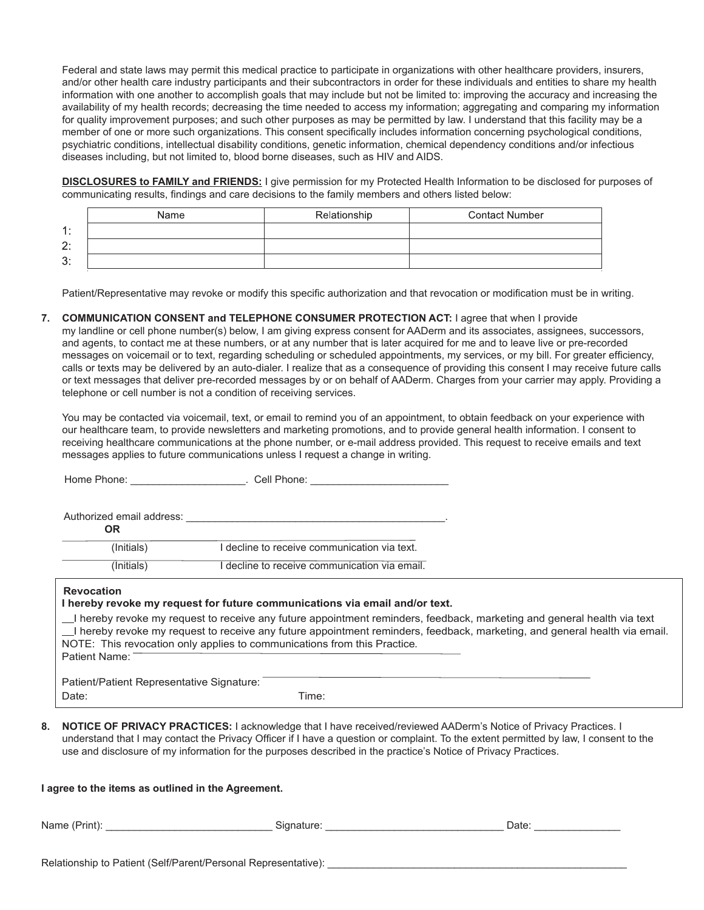Federal and state laws may permit this medical practice to participate in organizations with other healthcare providers, insurers, and/or other health care industry participants and their subcontractors in order for these individuals and entities to share my health information with one another to accomplish goals that may include but not be limited to: improving the accuracy and increasing the availability of my health records; decreasing the time needed to access my information; aggregating and comparing my information for quality improvement purposes; and such other purposes as may be permitted by law. I understand that this facility may be a member of one or more such organizations. This consent specifically includes information concerning psychological conditions, psychiatric conditions, intellectual disability conditions, genetic information, chemical dependency conditions and/or infectious diseases including, but not limited to, blood borne diseases, such as HIV and AIDS.

**DISCLOSURES to FAMILY and FRIENDS:** I give permission for my Protected Health Information to be disclosed for purposes of communicating results, findings and care decisions to the family members and others listed below:

| | Name | Relationship | Contact Number |
|---|---|---|---|
| 1: | | | |
| 2: | | | |
| 3: | | | |

Patient/Representative may revoke or modify this specific authorization and that revocation or modification must be in writing.

**7. COMMUNICATION CONSENT and TELEPHONE CONSUMER PROTECTION ACT:** I agree that when I provide my landline or cell phone number(s) below, I am giving express consent for AADerm and its associates, assignees, successors, and agents, to contact me at these numbers, or at any number that is later acquired for me and to leave live or pre-recorded messages on voicemail or to text, regarding scheduling or scheduled appointments, my services, or my bill. For greater efficiency, calls or texts may be delivered by an auto-dialer. I realize that as a consequence of providing this consent I may receive future calls or text messages that deliver pre-recorded messages by or on behalf of AADerm. Charges from your carrier may apply. Providing a telephone or cell number is not a condition of receiving services.

You may be contacted via voicemail, text, or email to remind you of an appointment, to obtain feedback on your experience with our healthcare team, to provide newsletters and marketing promotions, and to provide general health information. I consent to receiving healthcare communications at the phone number, or e-mail address provided. This request to receive emails and text messages applies to future communications unless I request a change in writing.

Home Phone: ____________________. Cell Phone: ________________________

Authorized email address: ______________________________________________.

**OR**

__________ (Initials) I decline to receive communication via text.

__________ (Initials) I decline to receive communication via email.

**Revocation**

**I hereby revoke my request for future communications via email and/or text.**

__I hereby revoke my request to receive any future appointment reminders, feedback, marketing and general health via text

__I hereby revoke my request to receive any future appointment reminders, feedback, marketing, and general health via email.

NOTE: This revocation only applies to communications from this Practice.

Patient Name: ______________________________

Patient/Patient Representative Signature: ______________________________

Date: Time:

**8. NOTICE OF PRIVACY PRACTICES:** I acknowledge that I have received/reviewed AADerm's Notice of Privacy Practices. I understand that I may contact the Privacy Officer if I have a question or complaint. To the extent permitted by law, I consent to the use and disclosure of my information for the purposes described in the practice's Notice of Privacy Practices.

**I agree to the items as outlined in the Agreement.**

Name (Print): ____________________________ Signature: ______________________________ Date: _______________

Relationship to Patient (Self/Parent/Personal Representative): ________________________________________________________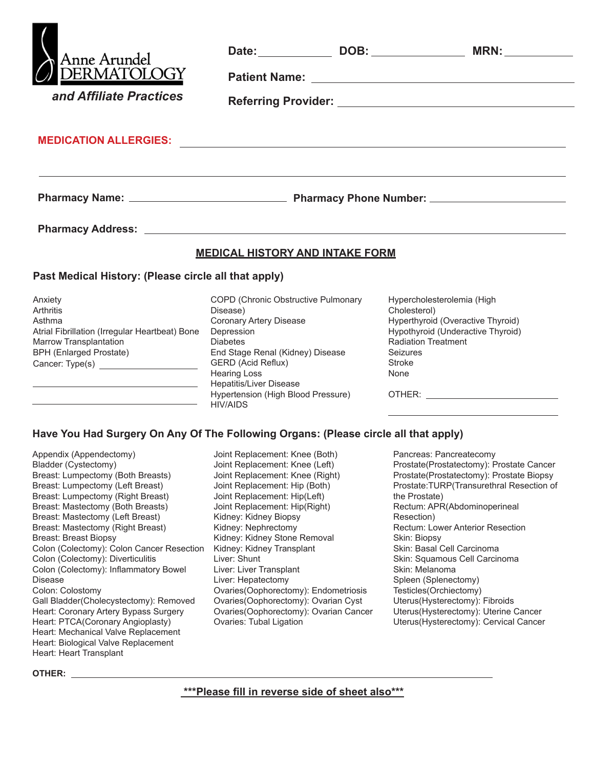Anne Arundel DERMATOLOGY

*and Affiliate Practices*

**Date:** ____________ **DOB:** ______________ **MRN:** ___________

**Patient Name:** ________________________________________

**Referring Provider:** ____________________________________

**MEDICATION ALLERGIES:** ________________________________________________

________________________________________________________________

**Pharmacy Name:** ________________________ **Pharmacy Phone Number:** ____________________

**Pharmacy Address:** ________________________________________________

## MEDICAL HISTORY AND INTAKE FORM

### Past Medical History: (Please circle all that apply)

Anxiety
Arthritis
Asthma
Atrial Fibrillation (Irregular Heartbeat)
Bone Marrow Transplantation
BPH (Enlarged Prostate)
Cancer: Type(s) ____________________
________________________________
________________________________

COPD (Chronic Obstructive Pulmonary Disease)
Coronary Artery Disease
Depression
Diabetes
End Stage Renal (Kidney) Disease
GERD (Acid Reflux)
Hearing Loss
Hepatitis/Liver Disease
Hypertension (High Blood Pressure)
HIV/AIDS

Hypercholesterolemia (High Cholesterol)
Hyperthyroid (Overactive Thyroid)
Hypothyroid (Underactive Thyroid)
Radiation Treatment
Seizures
Stroke
None

OTHER: ________________________
________________________________

### Have You Had Surgery On Any Of The Following Organs: (Please circle all that apply)

Appendix (Appendectomy)
Bladder (Cystectomy)
Breast: Lumpectomy (Both Breasts)
Breast: Lumpectomy (Left Breast)
Breast: Lumpectomy (Right Breast)
Breast: Mastectomy (Both Breasts)
Breast: Mastectomy (Left Breast)
Breast: Mastectomy (Right Breast)
Breast: Breast Biopsy
Colon (Colectomy): Colon Cancer Resection
Colon (Colectomy): Diverticulitis
Colon (Colectomy): Inflammatory Bowel Disease
Colon: Colostomy
Gall Bladder(Cholecystectomy): Removed
Heart: Coronary Artery Bypass Surgery
Heart: PTCA(Coronary Angioplasty)
Heart: Mechanical Valve Replacement
Heart: Biological Valve Replacement
Heart: Heart Transplant

Joint Replacement: Knee (Both)
Joint Replacement: Knee (Left)
Joint Replacement: Knee (Right)
Joint Replacement: Hip (Both)
Joint Replacement: Hip(Left)
Joint Replacement: Hip(Right)
Kidney: Kidney Biopsy
Kidney: Nephrectomy
Kidney: Kidney Stone Removal
Kidney: Kidney Transplant
Liver: Shunt
Liver: Liver Transplant
Liver: Hepatectomy
Ovaries(Oophorectomy): Endometriosis
Ovaries(Oophorectomy): Ovarian Cyst
Ovaries(Oophorectomy): Ovarian Cancer
Ovaries: Tubal Ligation

Pancreas: Pancreatecomy
Prostate(Prostatectomy): Prostate Cancer
Prostate(Prostatectomy): Prostate Biopsy
Prostate:TURP(Transurethral Resection of the Prostate)
Rectum: APR(Abdominoperineal Resection)
Rectum: Lower Anterior Resection
Skin: Biopsy
Skin: Basal Cell Carcinoma
Skin: Squamous Cell Carcinoma
Skin: Melanoma
Spleen (Splenectomy)
Testicles(Orchiectomy)
Uterus(Hysterectomy): Fibroids
Uterus(Hysterectomy): Uterine Cancer
Uterus(Hysterectomy): Cervical Cancer

**OTHER:** ________________________________________________

**\*\*\*Please fill in reverse side of sheet also\*\*\***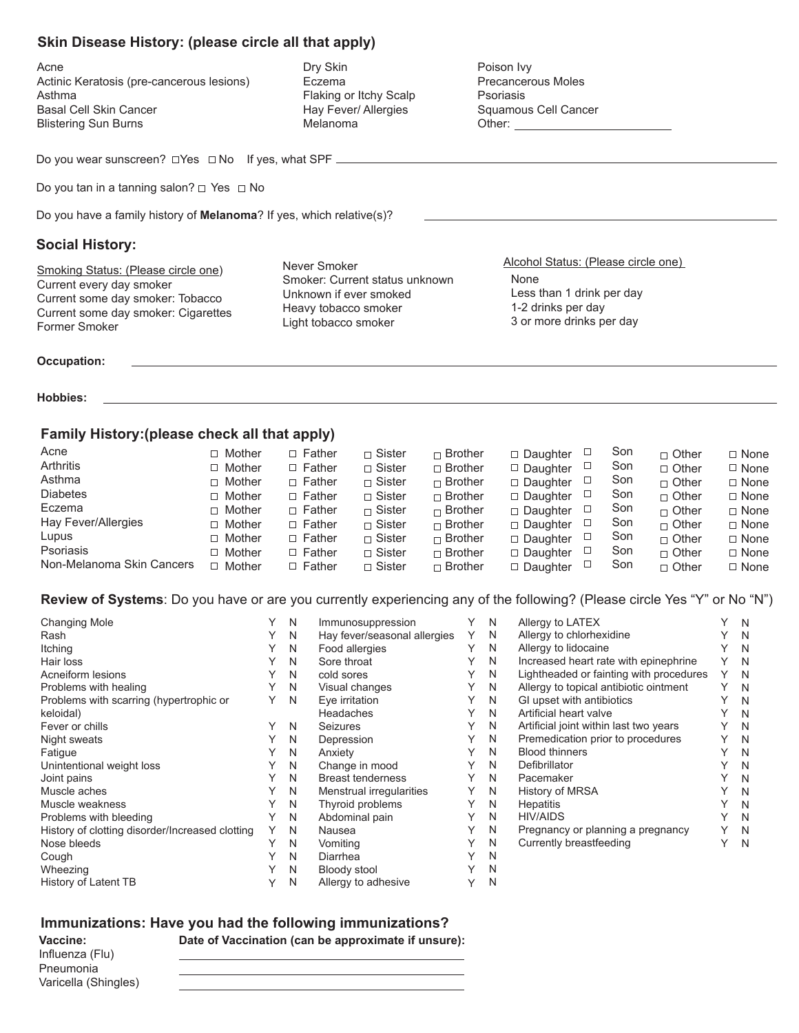## Skin Disease History: (please circle all that apply)

Acne
Actinic Keratosis (pre-cancerous lesions)
Asthma
Basal Cell Skin Cancer
Blistering Sun Burns
Dry Skin
Eczema
Flaking or Itchy Scalp
Hay Fever/ Allergies
Melanoma
Poison Ivy
Precancerous Moles
Psoriasis
Squamous Cell Cancer
Other: ______________________

Do you wear sunscreen? ☐Yes ☐No If yes, what SPF ______________________

Do you tan in a tanning salon? ☐ Yes ☐ No

Do you have a family history of **Melanoma**? If yes, which relative(s)? ______________________

## Social History:

Smoking Status: (Please circle one)
Current every day smoker
Current some day smoker: Tobacco
Current some day smoker: Cigarettes
Former Smoker
Never Smoker
Smoker: Current status unknown
Unknown if ever smoked
Heavy tobacco smoker
Light tobacco smoker

Alcohol Status: (Please circle one)
None
Less than 1 drink per day
1-2 drinks per day
3 or more drinks per day

**Occupation:** ______________________

**Hobbies:** ______________________

## Family History:(please check all that apply)

| | | | | | | | | |
|---|---|---|---|---|---|---|---|---|
| Acne | ☐ Mother | ☐ Father | ☐ Sister | ☐ Brother | ☐ Daughter | ☐ Son | ☐ Other | ☐ None |
| Arthritis | ☐ Mother | ☐ Father | ☐ Sister | ☐ Brother | ☐ Daughter | ☐ Son | ☐ Other | ☐ None |
| Asthma | ☐ Mother | ☐ Father | ☐ Sister | ☐ Brother | ☐ Daughter | ☐ Son | ☐ Other | ☐ None |
| Diabetes | ☐ Mother | ☐ Father | ☐ Sister | ☐ Brother | ☐ Daughter | ☐ Son | ☐ Other | ☐ None |
| Eczema | ☐ Mother | ☐ Father | ☐ Sister | ☐ Brother | ☐ Daughter | ☐ Son | ☐ Other | ☐ None |
| Hay Fever/Allergies | ☐ Mother | ☐ Father | ☐ Sister | ☐ Brother | ☐ Daughter | ☐ Son | ☐ Other | ☐ None |
| Lupus | ☐ Mother | ☐ Father | ☐ Sister | ☐ Brother | ☐ Daughter | ☐ Son | ☐ Other | ☐ None |
| Psoriasis | ☐ Mother | ☐ Father | ☐ Sister | ☐ Brother | ☐ Daughter | ☐ Son | ☐ Other | ☐ None |
| Non-Melanoma Skin Cancers | ☐ Mother | ☐ Father | ☐ Sister | ☐ Brother | ☐ Daughter | ☐ Son | ☐ Other | ☐ None |

**Review of Systems**: Do you have or are you currently experiencing any of the following? (Please circle Yes "Y" or No "N")

| | | | | | | | | |
|---|---|---|---|---|---|---|---|---|
| Changing Mole | Y | N | Immunosuppression | Y | N | Allergy to LATEX | Y | N |
| Rash | Y | N | Hay fever/seasonal allergies | Y | N | Allergy to chlorhexidine | Y | N |
| Itching | Y | N | Food allergies | Y | N | Allergy to lidocaine | Y | N |
| Hair loss | Y | N | Sore throat | Y | N | Increased heart rate with epinephrine | Y | N |
| Acneiform lesions | Y | N | cold sores | Y | N | Lightheaded or fainting with procedures | Y | N |
| Problems with healing | Y | N | Visual changes | Y | N | Allergy to topical antibiotic ointment | Y | N |
| Problems with scarring (hypertrophic or keloidal) | Y | N | Eye irritation | Y | N | GI upset with antibiotics | Y | N |
| | | | Headaches | Y | N | Artificial heart valve | Y | N |
| Fever or chills | Y | N | Seizures | Y | N | Artificial joint within last two years | Y | N |
| Night sweats | Y | N | Depression | Y | N | Premedication prior to procedures | Y | N |
| Fatigue | Y | N | Anxiety | Y | N | Blood thinners | Y | N |
| Unintentional weight loss | Y | N | Change in mood | Y | N | Defibrillator | Y | N |
| Joint pains | Y | N | Breast tenderness | Y | N | Pacemaker | Y | N |
| Muscle aches | Y | N | Menstrual irregularities | Y | N | History of MRSA | Y | N |
| Muscle weakness | Y | N | Thyroid problems | Y | N | Hepatitis | Y | N |
| Problems with bleeding | Y | N | Abdominal pain | Y | N | HIV/AIDS | Y | N |
| History of clotting disorder/Increased clotting | Y | N | Nausea | Y | N | Pregnancy or planning a pregnancy | Y | N |
| Nose bleeds | Y | N | Vomiting | Y | N | Currently breastfeeding | Y | N |
| Cough | Y | N | Diarrhea | Y | N | | | |
| Wheezing | Y | N | Bloody stool | Y | N | | | |
| History of Latent TB | Y | N | Allergy to adhesive | Y | N | | | |

## Immunizations: Have you had the following immunizations?

| Vaccine: | Date of Vaccination (can be approximate if unsure): |
|---|---|
| Influenza (Flu) | |
| Pneumonia | |
| Varicella (Shingles) | |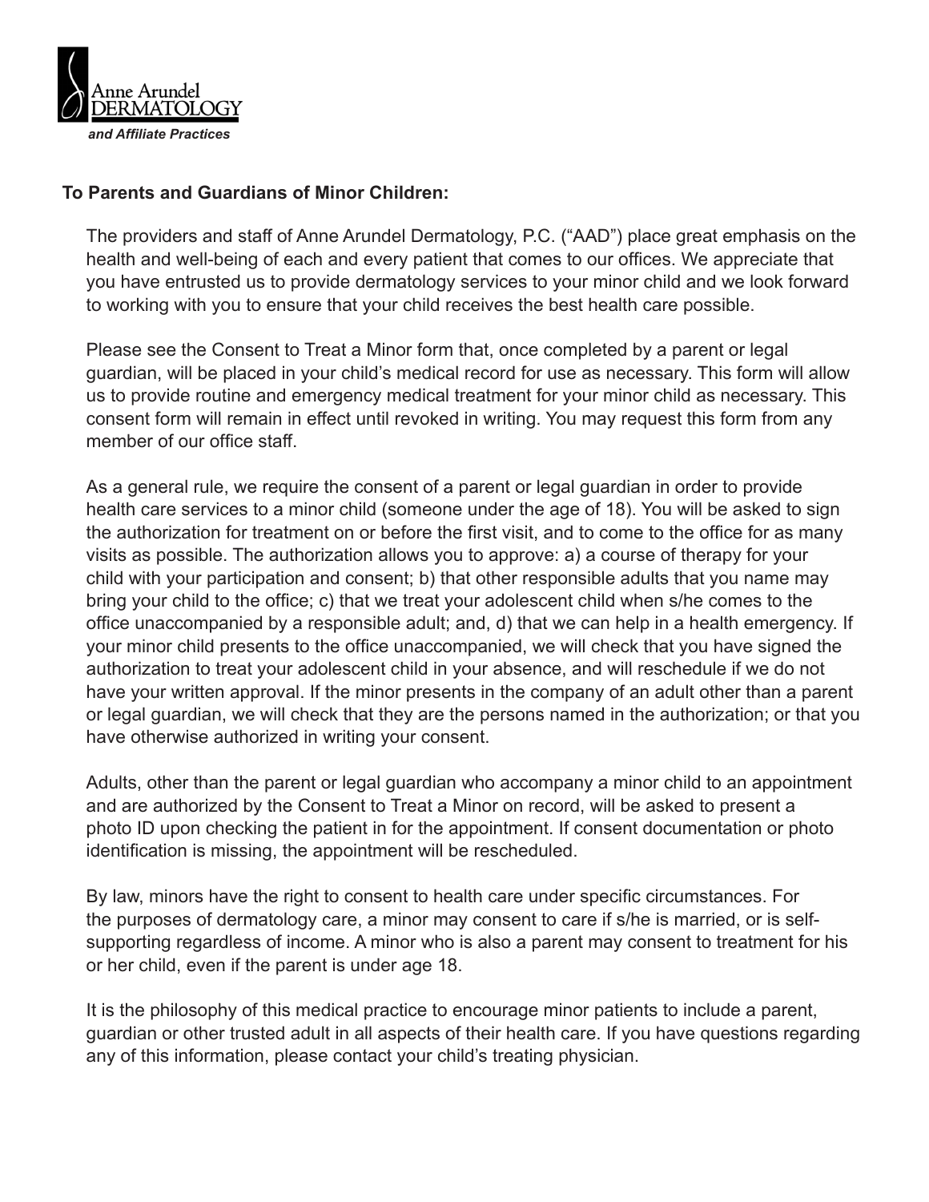Anne Arundel
DERMATOLOGY
*and Affiliate Practices*

**To Parents and Guardians of Minor Children:**

The providers and staff of Anne Arundel Dermatology, P.C. ("AAD") place great emphasis on the health and well-being of each and every patient that comes to our offices. We appreciate that you have entrusted us to provide dermatology services to your minor child and we look forward to working with you to ensure that your child receives the best health care possible.

Please see the Consent to Treat a Minor form that, once completed by a parent or legal guardian, will be placed in your child's medical record for use as necessary. This form will allow us to provide routine and emergency medical treatment for your minor child as necessary. This consent form will remain in effect until revoked in writing. You may request this form from any member of our office staff.

As a general rule, we require the consent of a parent or legal guardian in order to provide health care services to a minor child (someone under the age of 18). You will be asked to sign the authorization for treatment on or before the first visit, and to come to the office for as many visits as possible. The authorization allows you to approve: a) a course of therapy for your child with your participation and consent; b) that other responsible adults that you name may bring your child to the office; c) that we treat your adolescent child when s/he comes to the office unaccompanied by a responsible adult; and, d) that we can help in a health emergency. If your minor child presents to the office unaccompanied, we will check that you have signed the authorization to treat your adolescent child in your absence, and will reschedule if we do not have your written approval. If the minor presents in the company of an adult other than a parent or legal guardian, we will check that they are the persons named in the authorization; or that you have otherwise authorized in writing your consent.

Adults, other than the parent or legal guardian who accompany a minor child to an appointment and are authorized by the Consent to Treat a Minor on record, will be asked to present a photo ID upon checking the patient in for the appointment. If consent documentation or photo identification is missing, the appointment will be rescheduled.

By law, minors have the right to consent to health care under specific circumstances. For the purposes of dermatology care, a minor may consent to care if s/he is married, or is self-supporting regardless of income. A minor who is also a parent may consent to treatment for his or her child, even if the parent is under age 18.

It is the philosophy of this medical practice to encourage minor patients to include a parent, guardian or other trusted adult in all aspects of their health care. If you have questions regarding any of this information, please contact your child's treating physician.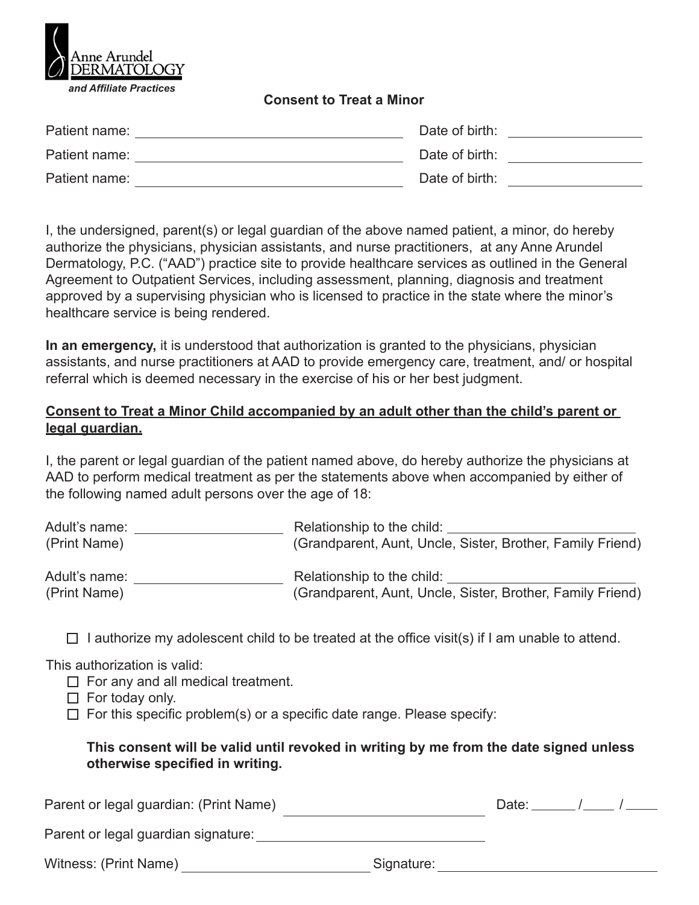Anne Arundel DERMATOLOGY

*and Affiliate Practices*

**Consent to Treat a Minor**

Patient name: ______________________________ Date of birth: ______________

Patient name: ______________________________ Date of birth: ______________

Patient name: ______________________________ Date of birth: ______________

I, the undersigned, parent(s) or legal guardian of the above named patient, a minor, do hereby authorize the physicians, physician assistants, and nurse practitioners, at any Anne Arundel Dermatology, P.C. ("AAD") practice site to provide healthcare services as outlined in the General Agreement to Outpatient Services, including assessment, planning, diagnosis and treatment approved by a supervising physician who is licensed to practice in the state where the minor's healthcare service is being rendered.

**In an emergency,** it is understood that authorization is granted to the physicians, physician assistants, and nurse practitioners at AAD to provide emergency care, treatment, and/ or hospital referral which is deemed necessary in the exercise of his or her best judgment.

**<u>Consent to Treat a Minor Child accompanied by an adult other than the child's parent or legal guardian.</u>**

I, the parent or legal guardian of the patient named above, do hereby authorize the physicians at AAD to perform medical treatment as per the statements above when accompanied by either of the following named adult persons over the age of 18:

Adult's name: ______________ Relationship to the child: ______________
(Print Name) (Grandparent, Aunt, Uncle, Sister, Brother, Family Friend)

Adult's name: ______________ Relationship to the child: ______________
(Print Name) (Grandparent, Aunt, Uncle, Sister, Brother, Family Friend)

☐ I authorize my adolescent child to be treated at the office visit(s) if I am unable to attend.

This authorization is valid:

- ☐ For any and all medical treatment.
- ☐ For today only.
- ☐ For this specific problem(s) or a specific date range. Please specify:

**This consent will be valid until revoked in writing by me from the date signed unless otherwise specified in writing.**

Parent or legal guardian: (Print Name) ______________________ Date: _____ / _____ / _____

Parent or legal guardian signature: ______________________

Witness: (Print Name) ______________________ Signature: ______________________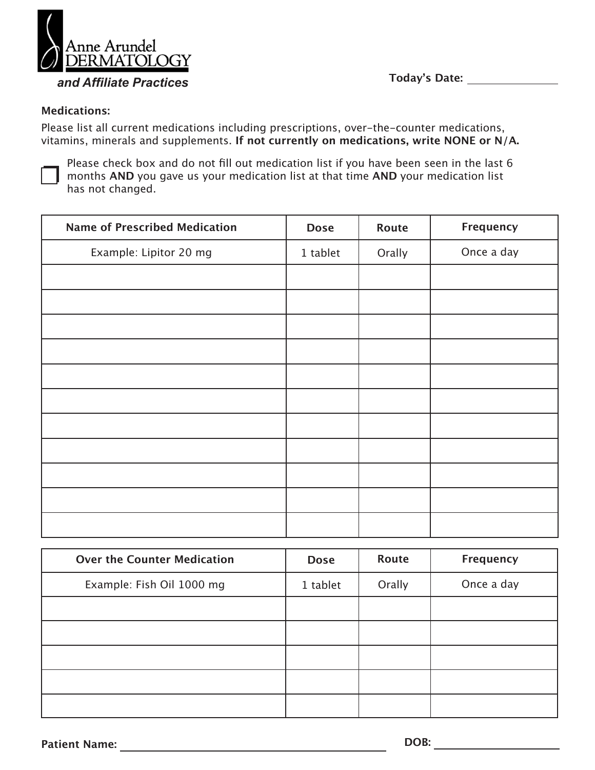Anne Arundel DERMATOLOGY

*and Affiliate Practices*

**Today's Date:** ____________

**Medications:**

Please list all current medications including prescriptions, over-the-counter medications, vitamins, minerals and supplements. **If not currently on medications, write NONE or N/A.**

☐ Please check box and do not fill out medication list if you have been seen in the last 6 months **AND** you gave us your medication list at that time **AND** your medication list has not changed.

| Name of Prescribed Medication | Dose | Route | Frequency |
| --- | --- | --- | --- |
| Example: Lipitor 20 mg | 1 tablet | Orally | Once a day |
| | | | |
| | | | |
| | | | |
| | | | |
| | | | |
| | | | |
| | | | |
| | | | |
| | | | |
| | | | |
| | | | |

| Over the Counter Medication | Dose | Route | Frequency |
| --- | --- | --- | --- |
| Example: Fish Oil 1000 mg | 1 tablet | Orally | Once a day |
| | | | |
| | | | |
| | | | |
| | | | |
| | | | |

**Patient Name:** ____________________ **DOB:** ____________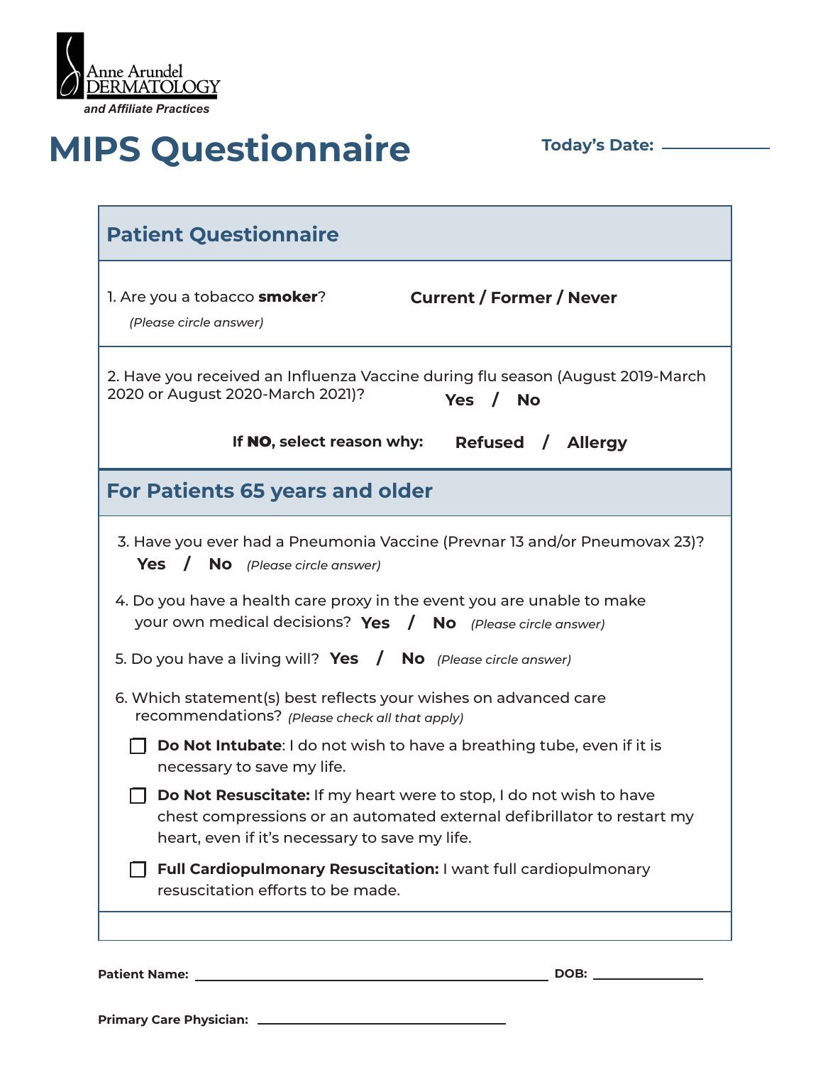Anne Arundel DERMATOLOGY

*and Affiliate Practices*

# MIPS Questionnaire

**Today's Date:** ____________

## Patient Questionnaire

1. Are you a tobacco **smoker**? **Current / Former / Never**
   *(Please circle answer)*

2. Have you received an Influenza Vaccine during flu season (August 2019-March 2020 or August 2020-March 2021)? **Yes / No**

   **If NO, select reason why: Refused / Allergy**

## For Patients 65 years and older

3. Have you ever had a Pneumonia Vaccine (Prevnar 13 and/or Pneumovax 23)?
   **Yes / No** *(Please circle answer)*

4. Do you have a health care proxy in the event you are unable to make your own medical decisions? **Yes / No** *(Please circle answer)*

5. Do you have a living will? **Yes / No** *(Please circle answer)*

6. Which statement(s) best reflects your wishes on advanced care recommendations? *(Please check all that apply)*

   - ☐ **Do Not Intubate**: I do not wish to have a breathing tube, even if it is necessary to save my life.
   - ☐ **Do Not Resuscitate:** If my heart were to stop, I do not wish to have chest compressions or an automated external defibrillator to restart my heart, even if it's necessary to save my life.
   - ☐ **Full Cardiopulmonary Resuscitation:** I want full cardiopulmonary resuscitation efforts to be made.

**Patient Name:** ______________________________ **DOB:** ____________

**Primary Care Physician:** ______________________________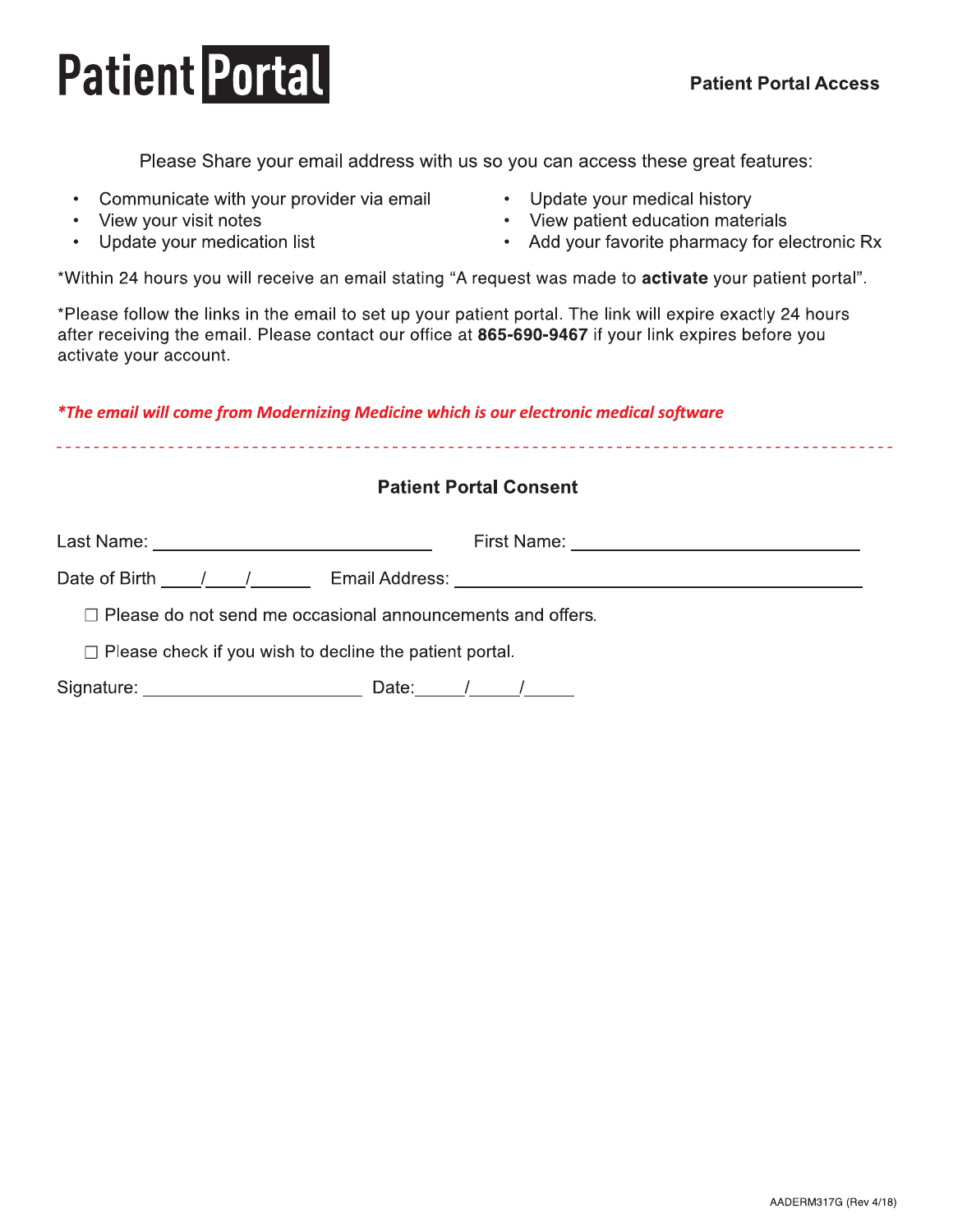# Patient Portal

**Patient Portal Access**

Please Share your email address with us so you can access these great features:

- Communicate with your provider via email
- View your visit notes
- Update your medication list
- Update your medical history
- View patient education materials
- Add your favorite pharmacy for electronic Rx

*Within 24 hours you will receive an email stating "A request was made to **activate** your patient portal".

*Please follow the links in the email to set up your patient portal. The link will expire exactly 24 hours after receiving the email. Please contact our office at **865-690-9467** if your link expires before you activate your account.

***The email will come from Modernizing Medicine which is our electronic medical software***

---

## Patient Portal Consent

Last Name: ______________________________ First Name: ______________________________

Date of Birth ____/____/______ Email Address: ____________________________________________

☐ Please do not send me occasional announcements and offers.

☐ Please check if you wish to decline the patient portal.

Signature: ______________________ Date:_____/_____/_____

AADERM317G (Rev 4/18)